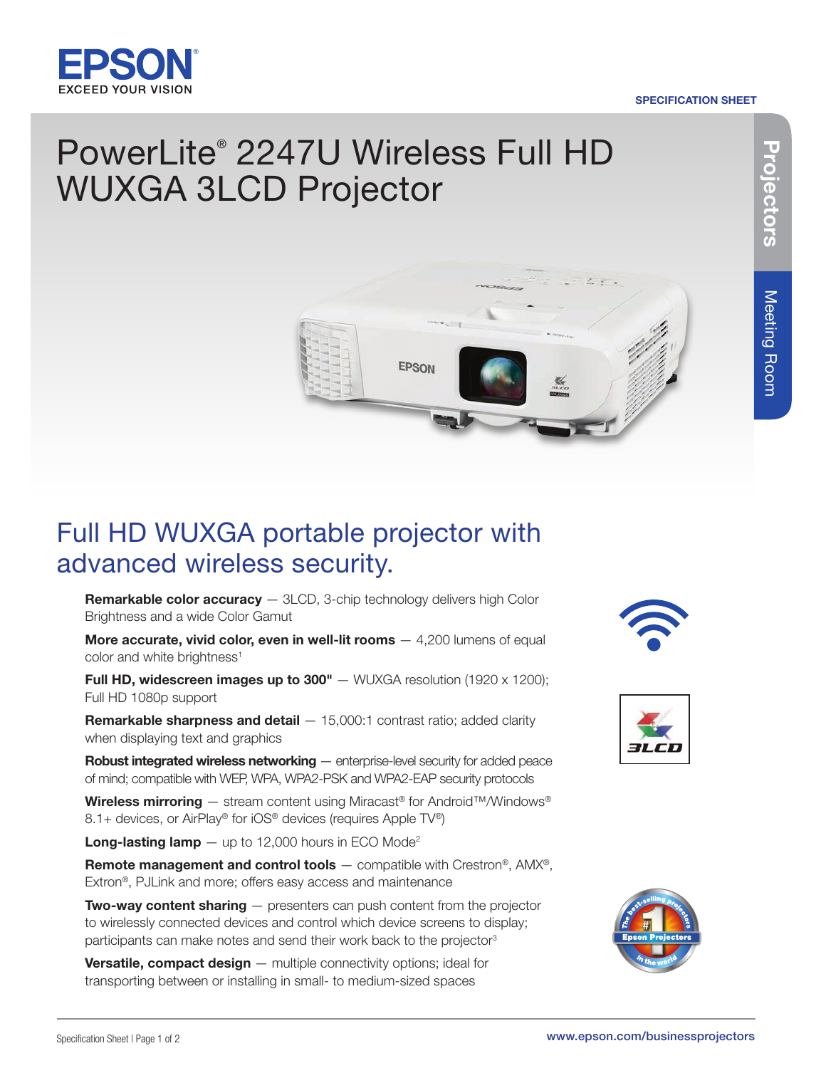EPSON
EXCEED YOUR VISION

SPECIFICATION SHEET

# PowerLite® 2247U Wireless Full HD WUXGA 3LCD Projector

Projectors | Meeting Room

## Full HD WUXGA portable projector with advanced wireless security.

- **Remarkable color accuracy** — 3LCD, 3-chip technology delivers high Color Brightness and a wide Color Gamut
- **More accurate, vivid color, even in well-lit rooms** — 4,200 lumens of equal color and white brightness[1]
- **Full HD, widescreen images up to 300"** — WUXGA resolution (1920 x 1200); Full HD 1080p support
- **Remarkable sharpness and detail** — 15,000:1 contrast ratio; added clarity when displaying text and graphics
- **Robust integrated wireless networking** — enterprise-level security for added peace of mind; compatible with WEP, WPA, WPA2-PSK and WPA2-EAP security protocols
- **Wireless mirroring** — stream content using Miracast® for Android™/Windows® 8.1+ devices, or AirPlay® for iOS® devices (requires Apple TV®)
- **Long-lasting lamp** — up to 12,000 hours in ECO Mode[2]
- **Remote management and control tools** — compatible with Crestron®, AMX®, Extron®, PJLink and more; offers easy access and maintenance
- **Two-way content sharing** — presenters can push content from the projector to wirelessly connected devices and control which device screens to display; participants can make notes and send their work back to the projector[3]
- **Versatile, compact design** — multiple connectivity options; ideal for transporting between or installing in small- to medium-sized spaces

www.epson.com/businessprojectors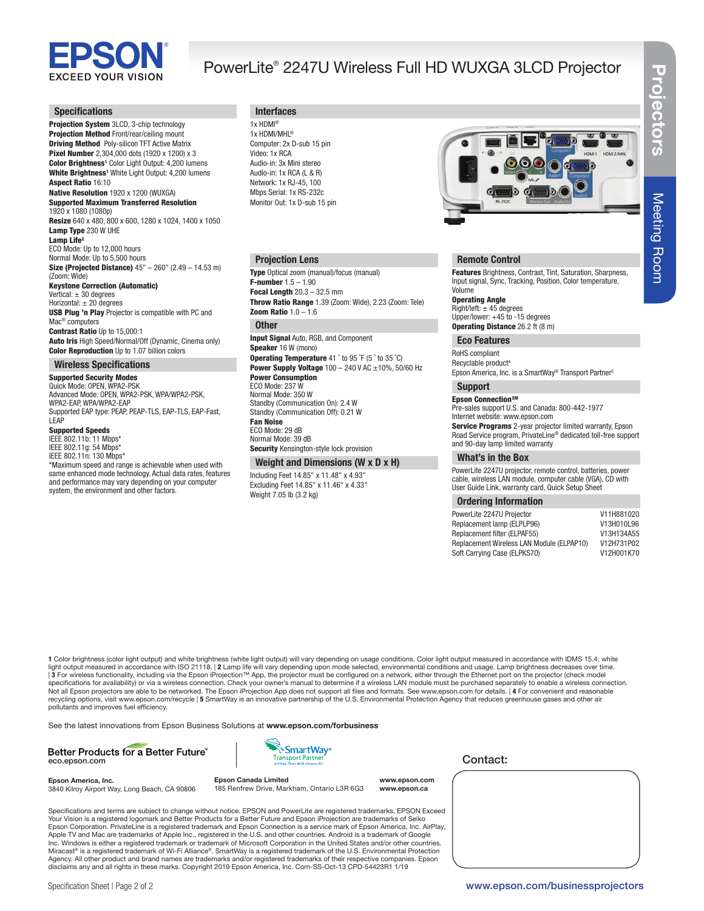# PowerLite® 2247U Wireless Full HD WUXGA 3LCD Projector

## Specifications

**Projection System** 3LCD, 3-chip technology
**Projection Method** Front/rear/ceiling mount
**Driving Method** Poly-silicon TFT Active Matrix
**Pixel Number** 2,304,000 dots (1920 x 1200) x 3
**Color Brightness**[1] Color Light Output: 4,200 lumens
**White Brightness**[1] White Light Output: 4,200 lumens
**Aspect Ratio** 16:10
**Native Resolution** 1920 x 1200 (WUXGA)
**Supported Maximum Transferred Resolution**
1920 x 1080 (1080p)
**Resize** 640 x 480, 800 x 600, 1280 x 1024, 1400 x 1050
**Lamp Type** 230 W UHE
**Lamp Life**[2]
ECO Mode: Up to 12,000 hours
Normal Mode: Up to 5,500 hours
**Size (Projected Distance)** 45" – 260" (2.49 – 14.53 m) (Zoom: Wide)
**Keystone Correction (Automatic)**
Vertical: ± 30 degrees
Horizontal: ± 20 degrees
**USB Plug 'n Play** Projector is compatible with PC and Mac® computers
**Contrast Ratio** Up to 15,000:1
**Auto Iris** High Speed/Normal/Off (Dynamic, Cinema only)
**Color Reproduction** Up to 1.07 billion colors

## Wireless Specifications

**Supported Security Modes**
Quick Mode: OPEN, WPA2-PSK
Advanced Mode: OPEN, WPA2-PSK, WPA/WPA2-PSK, WPA2-EAP, WPA/WPA2-EAP
Supported EAP type: PEAP, PEAP-TLS, EAP-TLS, EAP-Fast, LEAP
**Supported Speeds**
IEEE 802.11b: 11 Mbps*
IEEE 802.11g: 54 Mbps*
IEEE 802.11n: 130 Mbps*
*Maximum speed and range is achievable when used with same enhanced mode technology. Actual data rates, features and performance may vary depending on your computer system, the environment and other factors.

## Interfaces

1x HDMI®
1x HDMI/MHL®
Computer: 2x D-sub 15 pin
Video: 1x RCA
Audio-in: 3x Mini stereo
Audio-in: 1x RCA (L & R)
Network: 1x RJ-45, 100
Mbps Serial: 1x RS-232c
Monitor Out: 1x D-sub 15 pin

## Projection Lens

**Type** Optical zoom (manual)/focus (manual)
**F-number** 1.5 – 1.90
**Focal Length** 20.3 – 32.5 mm
**Throw Ratio Range** 1.39 (Zoom: Wide), 2.23 (Zoom: Tele)
**Zoom Ratio** 1.0 – 1.6

## Other

**Input Signal** Auto, RGB, and Component
**Speaker** 16 W (mono)
**Operating Temperature** 41 ˚to 95 ˚F (5 ˚ to 35 ˚C)
**Power Supply Voltage** 100 – 240 V AC ±10%, 50/60 Hz
**Power Consumption**
ECO Mode: 237 W
Normal Mode: 350 W
Standby (Communication On): 2.4 W
Standby (Communication Off): 0.21 W
**Fan Noise**
ECO Mode: 29 dB
Normal Mode: 39 dB
**Security** Kensington-style lock provision

## Weight and Dimensions (W x D x H)

Including Feet 14.85" x 11.48" x 4.93"
Excluding Feet 14.85" x 11.46" x 4.33"
Weight 7.05 lb (3.2 kg)

## Remote Control

**Features** Brightness, Contrast, Tint, Saturation, Sharpness, Input signal, Sync, Tracking, Position, Color temperature, Volume
**Operating Angle**
Right/left: ± 45 degrees
Upper/lower: +45 to -15 degrees
**Operating Distance** 26.2 ft (8 m)

## Eco Features

RoHS compliant
Recyclable product[4]
Epson America, Inc. is a SmartWay® Transport Partner[5]

## Support

**Epson Connection℠**
Pre-sales support U.S. and Canada: 800-442-1977
Internet website: www.epson.com
**Service Programs** 2-year projector limited warranty, Epson Road Service program, PrivateLine® dedicated toll-free support and 90-day lamp limited warranty

## What's in the Box

PowerLite 2247U projector, remote control, batteries, power cable, wireless LAN module, computer cable (VGA), CD with User Guide Link, warranty card, Quick Setup Sheet

## Ordering Information

| | |
|---|---|
| PowerLite 2247U Projector | V11H881020 |
| Replacement lamp (ELPLP96) | V13H010L96 |
| Replacement filter (ELPAF55) | V13H134A55 |
| Replacement Wireless LAN Module (ELPAP10) | V12H731P02 |
| Soft Carrying Case (ELPKS70) | V12H001K70 |

**1** Color brightness (color light output) and white brightness (white light output) will vary depending on usage conditions. Color light output measured in accordance with IDMS 15.4; white light output measured in accordance with ISO 21118. | **2** Lamp life will vary depending upon mode selected, environmental conditions and usage. Lamp brightness decreases over time. | **3** For wireless functionality, including via the Epson iProjection™ App, the projector must be configured on a network, either through the Ethernet port on the projector (check model specifications for availability) or via a wireless connection. Check your owner's manual to determine if a wireless LAN module must be purchased separately to enable a wireless connection. Not all Epson projectors are able to be networked. The Epson iProjection App does not support all files and formats. See www.epson.com for details. | **4** For convenient and reasonable recycling options, visit www.epson.com/recycle | **5** SmartWay is an innovative partnership of the U.S. Environmental Protection Agency that reduces greenhouse gases and other air pollutants and improves fuel efficiency.

See the latest innovations from Epson Business Solutions at **www.epson.com/forbusiness**

Better Products for a Better Future™
eco.epson.com

**Epson America, Inc.**
3840 Kilroy Airport Way, Long Beach, CA 90806

**Epson Canada Limited**
185 Renfrew Drive, Markham, Ontario L3R 6G3

**www.epson.com**
**www.epson.ca**

Contact:

Specifications and terms are subject to change without notice. EPSON and PowerLite are registered trademarks, EPSON Exceed Your Vision is a registered logomark and Better Products for a Better Future and Epson iProjection are trademarks of Seiko Epson Corporation. PrivateLine is a registered trademark and Epson Connection is a service mark of Epson America, Inc. AirPlay, Apple TV and Mac are trademarks of Apple Inc., registered in the U.S. and other countries. Android is a trademark of Google Inc. Windows is either a registered trademark or trademark of Microsoft Corporation in the United States and/or other countries. Miracast® is a registered trademark of Wi-Fi Alliance®. SmartWay is a registered trademark of the U.S. Environmental Protection Agency. All other product and brand names are trademarks and/or registered trademarks of their respective companies. Epson disclaims any and all rights in these marks. Copyright 2019 Epson America, Inc. Com-SS-Oct-13 CPD-54423R1 1/19

www.epson.com/businessprojectors